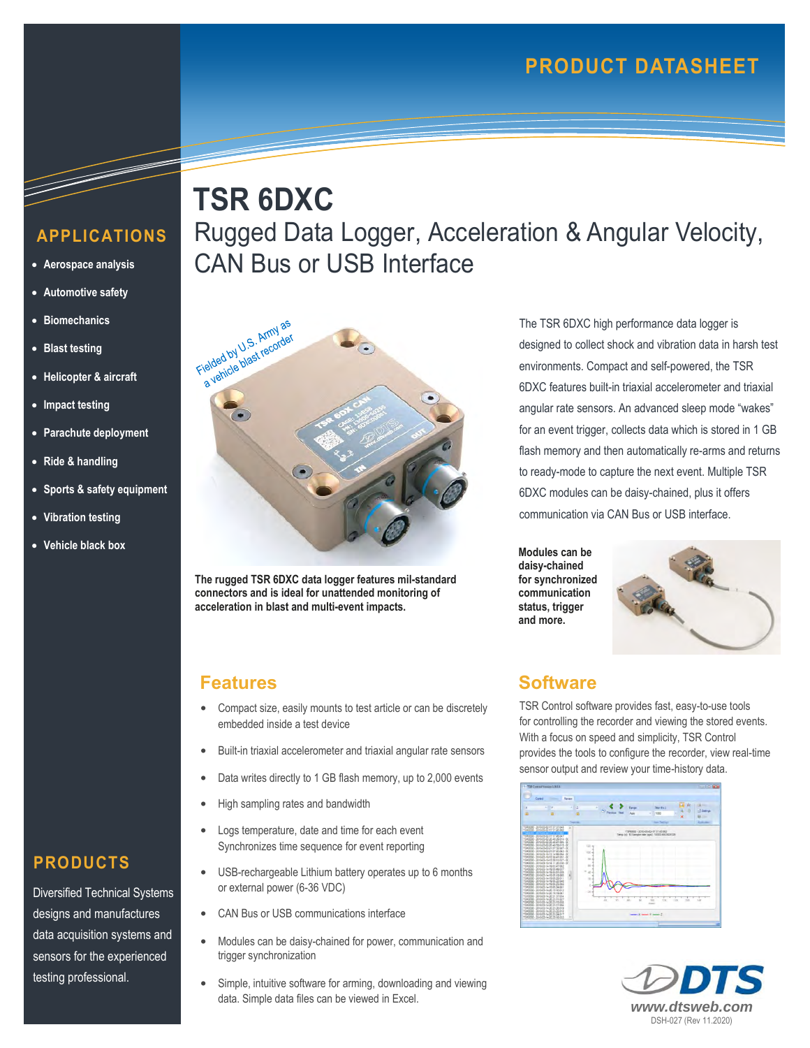PRODUCT DATASHEET

# TSR 6DXC

## Rugged Data Logger, Acceleration & Angular Velocity, CAN Bus or USB Interface

## APPLICATIONS

- Aerospace analysis
- Automotive safety
- Biomechanics
- Blast testing
- Helicopter & aircraft
- Impact testing
- Parachute deployment
- Ride & handling
- Sports & safety equipment
- Vibration testing
- Vehicle black box

Fielded by U.S. Army as a vehicle blast recorder

**The rugged TSR 6DXC data logger features mil-standard connectors and is ideal for unattended monitoring of acceleration in blast and multi-event impacts.**

The TSR 6DXC high performance data logger is designed to collect shock and vibration data in harsh test environments. Compact and self-powered, the TSR 6DXC features built-in triaxial accelerometer and triaxial angular rate sensors. An advanced sleep mode "wakes" for an event trigger, collects data which is stored in 1 GB flash memory and then automatically re-arms and returns to ready-mode to capture the next event. Multiple TSR 6DXC modules can be daisy-chained, plus it offers communication via CAN Bus or USB interface.

**Modules can be daisy-chained for synchronized communication status, trigger and more.**

## Features

- Compact size, easily mounts to test article or can be discretely embedded inside a test device
- Built-in triaxial accelerometer and triaxial angular rate sensors
- Data writes directly to 1 GB flash memory, up to 2,000 events
- High sampling rates and bandwidth
- Logs temperature, date and time for each event
  Synchronizes time sequence for event reporting
- USB-rechargeable Lithium battery operates up to 6 months or external power (6-36 VDC)
- CAN Bus or USB communications interface
- Modules can be daisy-chained for power, communication and trigger synchronization
- Simple, intuitive software for arming, downloading and viewing data. Simple data files can be viewed in Excel.

## Software

TSR Control software provides fast, easy-to-use tools for controlling the recorder and viewing the stored events. With a focus on speed and simplicity, TSR Control provides the tools to configure the recorder, view real-time sensor output and review your time-history data.

## PRODUCTS

Diversified Technical Systems designs and manufactures data acquisition systems and sensors for the experienced testing professional.

DTS
www.dtsweb.com
DSH-027 (Rev 11.2020)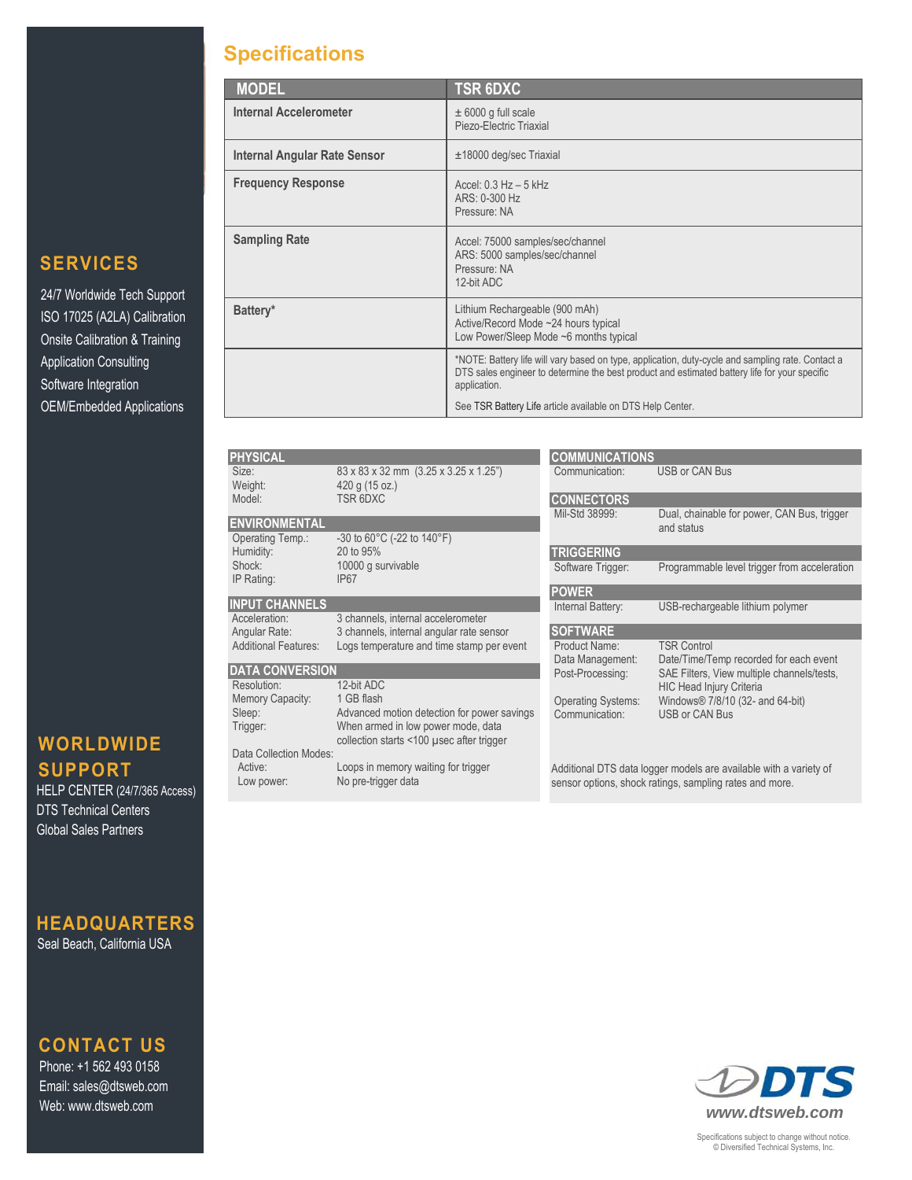## Specifications

| MODEL | TSR 6DXC |
| --- | --- |
| Internal Accelerometer | ± 6000 g full scale<br>Piezo-Electric Triaxial |
| Internal Angular Rate Sensor | ±18000 deg/sec Triaxial |
| Frequency Response | Accel: 0.3 Hz – 5 kHz<br>ARS: 0-300 Hz<br>Pressure: NA |
| Sampling Rate | Accel: 75000 samples/sec/channel<br>ARS: 5000 samples/sec/channel<br>Pressure: NA<br>12-bit ADC |
| Battery* | Lithium Rechargeable (900 mAh)<br>Active/Record Mode ~24 hours typical<br>Low Power/Sleep Mode ~6 months typical |
| | *NOTE: Battery life will vary based on type, application, duty-cycle and sampling rate. Contact a DTS sales engineer to determine the best product and estimated battery life for your specific application.<br><br>See TSR Battery Life article available on DTS Help Center. |

| PHYSICAL | |
| --- | --- |
| Size: | 83 x 83 x 32 mm (3.25 x 3.25 x 1.25") |
| Weight: | 420 g (15 oz.) |
| Model: | TSR 6DXC |

| ENVIRONMENTAL | |
| --- | --- |
| Operating Temp.: | -30 to 60°C (-22 to 140°F) |
| Humidity: | 20 to 95% |
| Shock: | 10000 g survivable |
| IP Rating: | IP67 |

| INPUT CHANNELS | |
| --- | --- |
| Acceleration: | 3 channels, internal accelerometer |
| Angular Rate: | 3 channels, internal angular rate sensor |
| Additional Features: | Logs temperature and time stamp per event |

| DATA CONVERSION | |
| --- | --- |
| Resolution: | 12-bit ADC |
| Memory Capacity: | 1 GB flash |
| Sleep: | Advanced motion detection for power savings |
| Trigger: | When armed in low power mode, data collection starts <100 µsec after trigger |
| Data Collection Modes: | |
| Active: | Loops in memory waiting for trigger |
| Low power: | No pre-trigger data |

| COMMUNICATIONS | |
| --- | --- |
| Communication: | USB or CAN Bus |

| CONNECTORS | |
| --- | --- |
| Mil-Std 38999: | Dual, chainable for power, CAN Bus, trigger and status |

| TRIGGERING | |
| --- | --- |
| Software Trigger: | Programmable level trigger from acceleration |

| POWER | |
| --- | --- |
| Internal Battery: | USB-rechargeable lithium polymer |

| SOFTWARE | |
| --- | --- |
| Product Name: | TSR Control |
| Data Management: | Date/Time/Temp recorded for each event |
| Post-Processing: | SAE Filters, View multiple channels/tests, HIC Head Injury Criteria |
| Operating Systems: | Windows® 7/8/10 (32- and 64-bit) |
| Communication: | USB or CAN Bus |

Additional DTS data logger models are available with a variety of sensor options, shock ratings, sampling rates and more.

### SERVICES

24/7 Worldwide Tech Support
ISO 17025 (A2LA) Calibration
Onsite Calibration & Training
Application Consulting
Software Integration
OEM/Embedded Applications

### WORLDWIDE SUPPORT

HELP CENTER (24/7/365 Access)
DTS Technical Centers
Global Sales Partners

### HEADQUARTERS

Seal Beach, California USA

### CONTACT US

Phone: +1 562 493 0158
Email: sales@dtsweb.com
Web: www.dtsweb.com

DTS
www.dtsweb.com

Specifications subject to change without notice.
© Diversified Technical Systems, Inc.